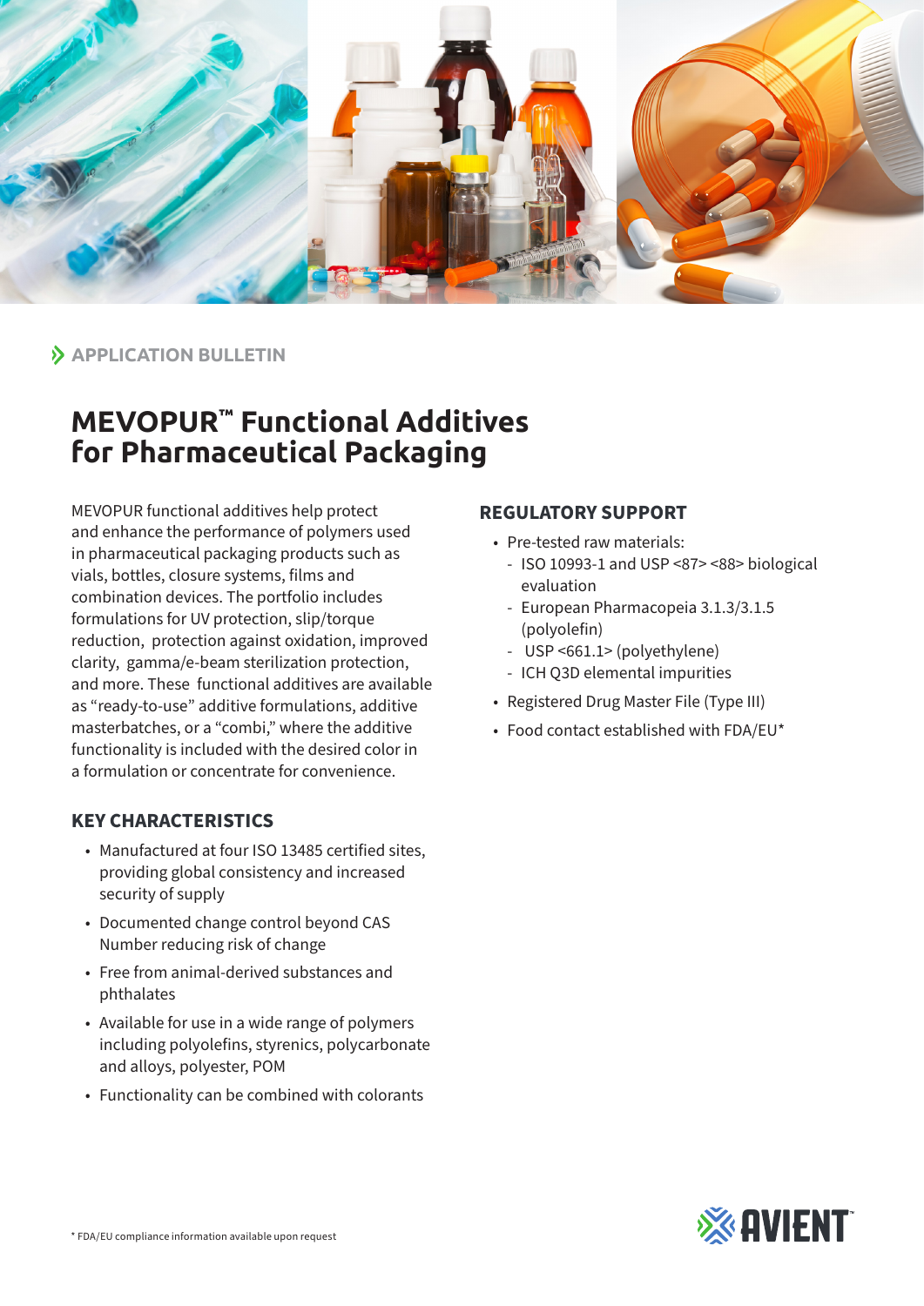APPLICATION BULLETIN

# MEVOPUR™ Functional Additives for Pharmaceutical Packaging

MEVOPUR functional additives help protect and enhance the performance of polymers used in pharmaceutical packaging products such as vials, bottles, closure systems, films and combination devices. The portfolio includes formulations for UV protection, slip/torque reduction, protection against oxidation, improved clarity, gamma/e-beam sterilization protection, and more. These functional additives are available as "ready-to-use" additive formulations, additive masterbatches, or a "combi," where the additive functionality is included with the desired color in a formulation or concentrate for convenience.

## KEY CHARACTERISTICS

- Manufactured at four ISO 13485 certified sites, providing global consistency and increased security of supply
- Documented change control beyond CAS Number reducing risk of change
- Free from animal-derived substances and phthalates
- Available for use in a wide range of polymers including polyolefins, styrenics, polycarbonate and alloys, polyester, POM
- Functionality can be combined with colorants

## REGULATORY SUPPORT

- Pre-tested raw materials:
  - ISO 10993-1 and USP <87> <88> biological evaluation
  - European Pharmacopeia 3.1.3/3.1.5 (polyolefin)
  - USP <661.1> (polyethylene)
  - ICH Q3D elemental impurities
- Registered Drug Master File (Type III)
- Food contact established with FDA/EU*

\* FDA/EU compliance information available upon request

AVIENT™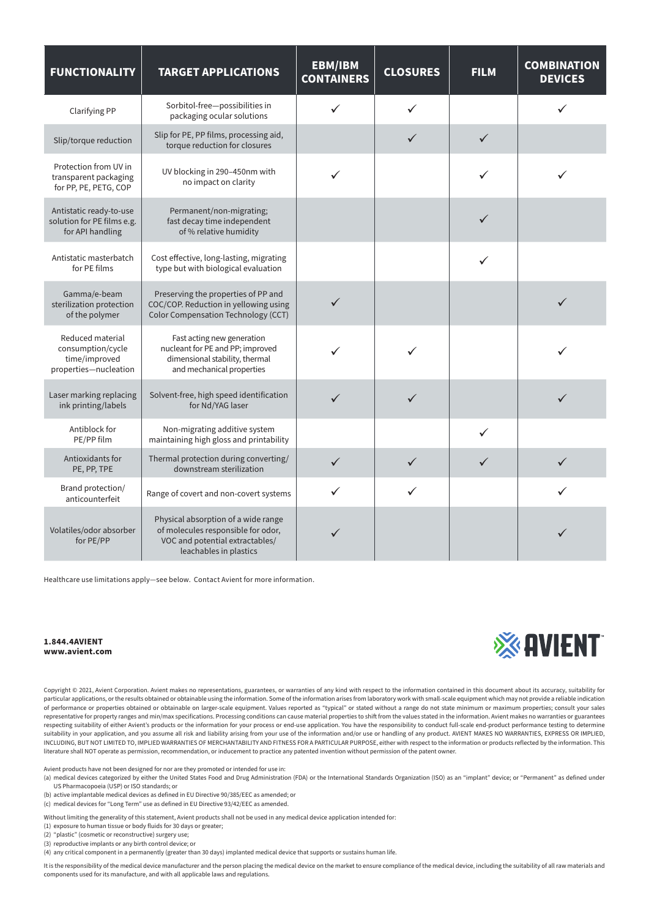| FUNCTIONALITY | TARGET APPLICATIONS | EBM/IBM CONTAINERS | CLOSURES | FILM | COMBINATION DEVICES |
|---|---|---|---|---|---|
| Clarifying PP | Sorbitol-free—possibilities in packaging ocular solutions | ✓ | ✓ | | ✓ |
| Slip/torque reduction | Slip for PE, PP films, processing aid, torque reduction for closures | | ✓ | ✓ | |
| Protection from UV in transparent packaging for PP, PE, PETG, COP | UV blocking in 290–450nm with no impact on clarity | ✓ | | ✓ | ✓ |
| Antistatic ready-to-use solution for PE films e.g. for API handling | Permanent/non-migrating; fast decay time independent of % relative humidity | | | ✓ | |
| Antistatic masterbatch for PE films | Cost effective, long-lasting, migrating type but with biological evaluation | | | ✓ | |
| Gamma/e-beam sterilization protection of the polymer | Preserving the properties of PP and COC/COP. Reduction in yellowing using Color Compensation Technology (CCT) | ✓ | | | ✓ |
| Reduced material consumption/cycle time/improved properties—nucleation | Fast acting new generation nucleant for PE and PP; improved dimensional stability, thermal and mechanical properties | ✓ | ✓ | | ✓ |
| Laser marking replacing ink printing/labels | Solvent-free, high speed identification for Nd/YAG laser | ✓ | ✓ | | ✓ |
| Antiblock for PE/PP film | Non-migrating additive system maintaining high gloss and printability | | | ✓ | |
| Antioxidants for PE, PP, TPE | Thermal protection during converting/ downstream sterilization | ✓ | ✓ | ✓ | ✓ |
| Brand protection/ anticounterfeit | Range of covert and non-covert systems | ✓ | ✓ | | ✓ |
| Volatiles/odor absorber for PE/PP | Physical absorption of a wide range of molecules responsible for odor, VOC and potential extractables/ leachables in plastics | ✓ | | | ✓ |

Healthcare use limitations apply—see below. Contact Avient for more information.

**1.844.4AVIENT**
**www.avient.com**

AVIENT™

Copyright © 2021, Avient Corporation. Avient makes no representations, guarantees, or warranties of any kind with respect to the information contained in this document about its accuracy, suitability for particular applications, or the results obtained or obtainable using the information. Some of the information arises from laboratory work with small-scale equipment which may not provide a reliable indication of performance or properties obtained or obtainable on larger-scale equipment. Values reported as "typical" or stated without a range do not state minimum or maximum properties; consult your sales representative for property ranges and min/max specifications. Processing conditions can cause material properties to shift from the values stated in the information. Avient makes no warranties or guarantees respecting suitability of either Avient's products or the information for your process or end-use application. You have the responsibility to conduct full-scale end-product performance testing to determine suitability in your application, and you assume all risk and liability arising from your use of the information and/or use or handling of any product. AVIENT MAKES NO WARRANTIES, EXPRESS OR IMPLIED, INCLUDING, BUT NOT LIMITED TO, IMPLIED WARRANTIES OF MERCHANTABILITY AND FITNESS FOR A PARTICULAR PURPOSE, either with respect to the information or products reflected by the information. This literature shall NOT operate as permission, recommendation, or inducement to practice any patented invention without permission of the patent owner.

Avient products have not been designed for nor are they promoted or intended for use in:

(a) medical devices categorized by either the United States Food and Drug Administration (FDA) or the International Standards Organization (ISO) as an "implant" device; or "Permanent" as defined under US Pharmacopoeia (USP) or ISO standards; or
(b) active implantable medical devices as defined in EU Directive 90/385/EEC as amended; or
(c) medical devices for "Long Term" use as defined in EU Directive 93/42/EEC as amended.

Without limiting the generality of this statement, Avient products shall not be used in any medical device application intended for:

(1) exposure to human tissue or body fluids for 30 days or greater;
(2) "plastic" (cosmetic or reconstructive) surgery use;
(3) reproductive implants or any birth control device; or
(4) any critical component in a permanently (greater than 30 days) implanted medical device that supports or sustains human life.

It is the responsibility of the medical device manufacturer and the person placing the medical device on the market to ensure compliance of the medical device, including the suitability of all raw materials and components used for its manufacture, and with all applicable laws and regulations.